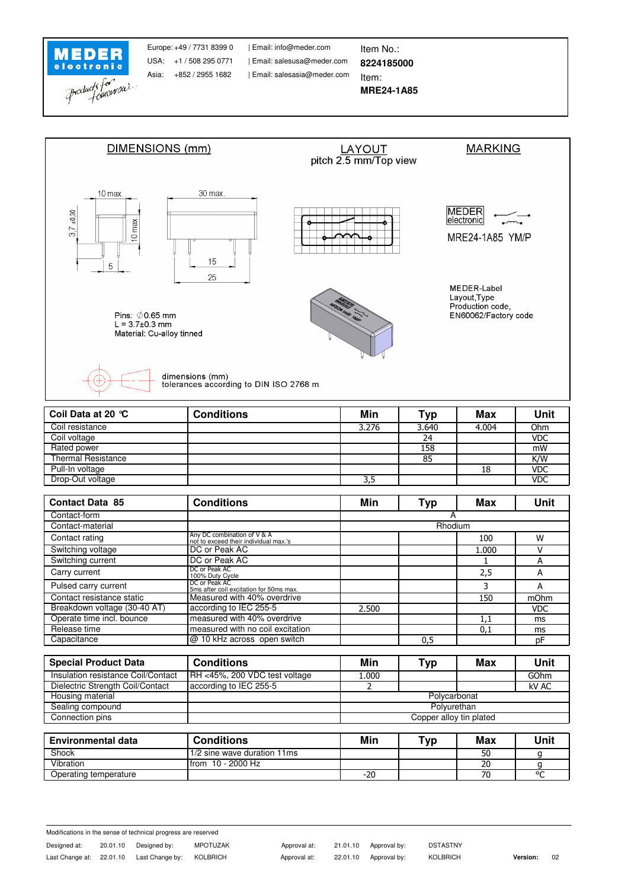MEDER electronic

Europe: +49 / 7731 8399 0 | Email: info@meder.com
USA: +1 / 508 295 0771 | Email: salesusa@meder.com
Asia: +852 / 2955 1682 | Email: salesasia@meder.com

Item No.:
**8224185000**
Item:
**MRE24-1A85**

## DIMENSIONS (mm)

10 max. 30 max. 3,7 ±0,30 10 max. 5 15 25

Pins: ∅0.65 mm
L = 3.7±0.3 mm
Material: Cu-alloy tinned

## LAYOUT

pitch 2.5 mm/Top view

## MARKING

MEDER electronic
MRE24-1A85 YM/P

MEDER-Label
Layout,Type
Production code,
EN60062/Factory code

dimensions (mm)
tolerances according to DIN ISO 2768 m

| Coil Data at 20 °C | Conditions | Min | Typ | Max | Unit |
|---|---|---|---|---|---|
| Coil resistance | | 3.276 | 3.640 | 4.004 | Ohm |
| Coil voltage | | | 24 | | VDC |
| Rated power | | | 158 | | mW |
| Thermal Resistance | | | 85 | | K/W |
| Pull-In voltage | | | | 18 | VDC |
| Drop-Out voltage | | 3,5 | | | VDC |

| Contact Data 85 | Conditions | Min | Typ | Max | Unit |
|---|---|---|---|---|---|
| Contact-form | | | A | | |
| Contact-material | | | Rhodium | | |
| Contact rating | Any DC combination of V & A not to exceed their individual max.'s | | | 100 | W |
| Switching voltage | DC or Peak AC | | | 1.000 | V |
| Switching current | DC or Peak AC | | | 1 | A |
| Carry current | DC or Peak AC 100% Duty Cycle | | | 2,5 | A |
| Pulsed carry current | DC or Peak AC 5ms after coil excitation for 50ms max. | | | 3 | A |
| Contact resistance static | Measured with 40% overdrive | | | 150 | mOhm |
| Breakdown voltage (30-40 AT) | according to IEC 255-5 | 2.500 | | | VDC |
| Operate time incl. bounce | measured with 40% overdrive | | | 1,1 | ms |
| Release time | measured with no coil excitation | | | 0,1 | ms |
| Capacitance | @ 10 kHz across open switch | | 0,5 | | pF |

| Special Product Data | Conditions | Min | Typ | Max | Unit |
|---|---|---|---|---|---|
| Insulation resistance Coil/Contact | RH <45%, 200 VDC test voltage | 1.000 | | | GOhm |
| Dielectric Strength Coil/Contact | according to IEC 255-5 | 2 | | | kV AC |
| Housing material | | | Polycarbonat | | |
| Sealing compound | | | Polyurethan | | |
| Connection pins | | | Copper alloy tin plated | | |

| Environmental data | Conditions | Min | Typ | Max | Unit |
|---|---|---|---|---|---|
| Shock | 1/2 sine wave duration 11ms | | | 50 | g |
| Vibration | from 10 - 2000 Hz | | | 20 | g |
| Operating temperature | | -20 | | 70 | °C |

Modifications in the sense of technical progress are reserved

| Designed at: | 20.01.10 | Designed by: | MPOTUZAK | Approval at: | 21.01.10 | Approval by: | DSTASTNY | | |
|---|---|---|---|---|---|---|---|---|---|
| Last Change at: | 22.01.10 | Last Change by: | KOLBRICH | Approval at: | 22.01.10 | Approval by: | KOLBRICH | **Version:** | 02 |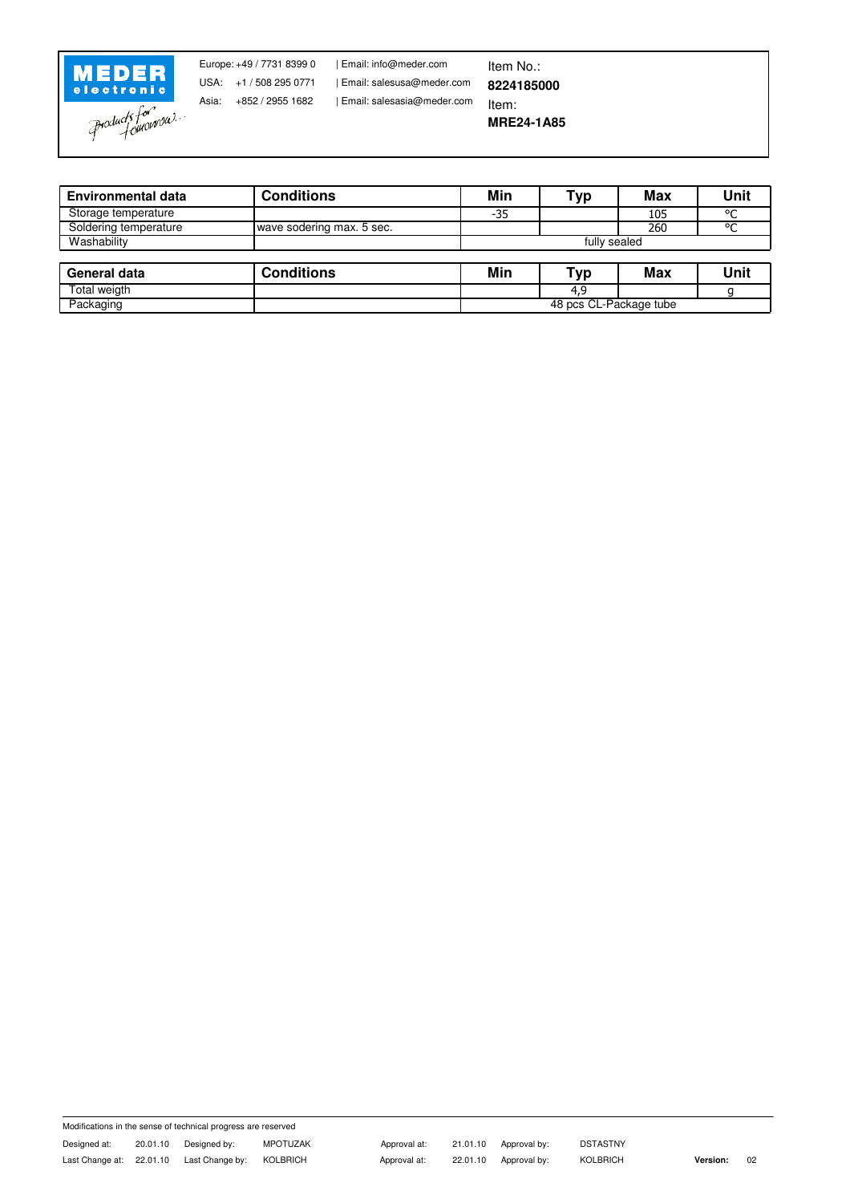Europe: +49 / 7731 8399 0 | Email: info@meder.com
USA: +1 / 508 295 0771 | Email: salesusa@meder.com
Asia: +852 / 2955 1682 | Email: salesasia@meder.com

Item No.:
**8224185000**
Item:
**MRE24-1A85**

| Environmental data | Conditions | Min | Typ | Max | Unit |
|---|---|---|---|---|---|
| Storage temperature | | -35 | | 105 | °C |
| Soldering temperature | wave sodering max. 5 sec. | | | 260 | °C |
| Washability | | fully sealed | | | |

| General data | Conditions | Min | Typ | Max | Unit |
|---|---|---|---|---|---|
| Total weigth | | | 4,9 | | g |
| Packaging | | 48 pcs CL-Package tube | | | |

Modifications in the sense of technical progress are reserved

| | | | | | | | | | |
|---|---|---|---|---|---|---|---|---|---|
| Designed at: | 20.01.10 | Designed by: | MPOTUZAK | Approval at: | 21.01.10 | Approval by: | DSTASTNY | | |
| Last Change at: | 22.01.10 | Last Change by: | KOLBRICH | Approval at: | 22.01.10 | Approval by: | KOLBRICH | **Version:** | 02 |